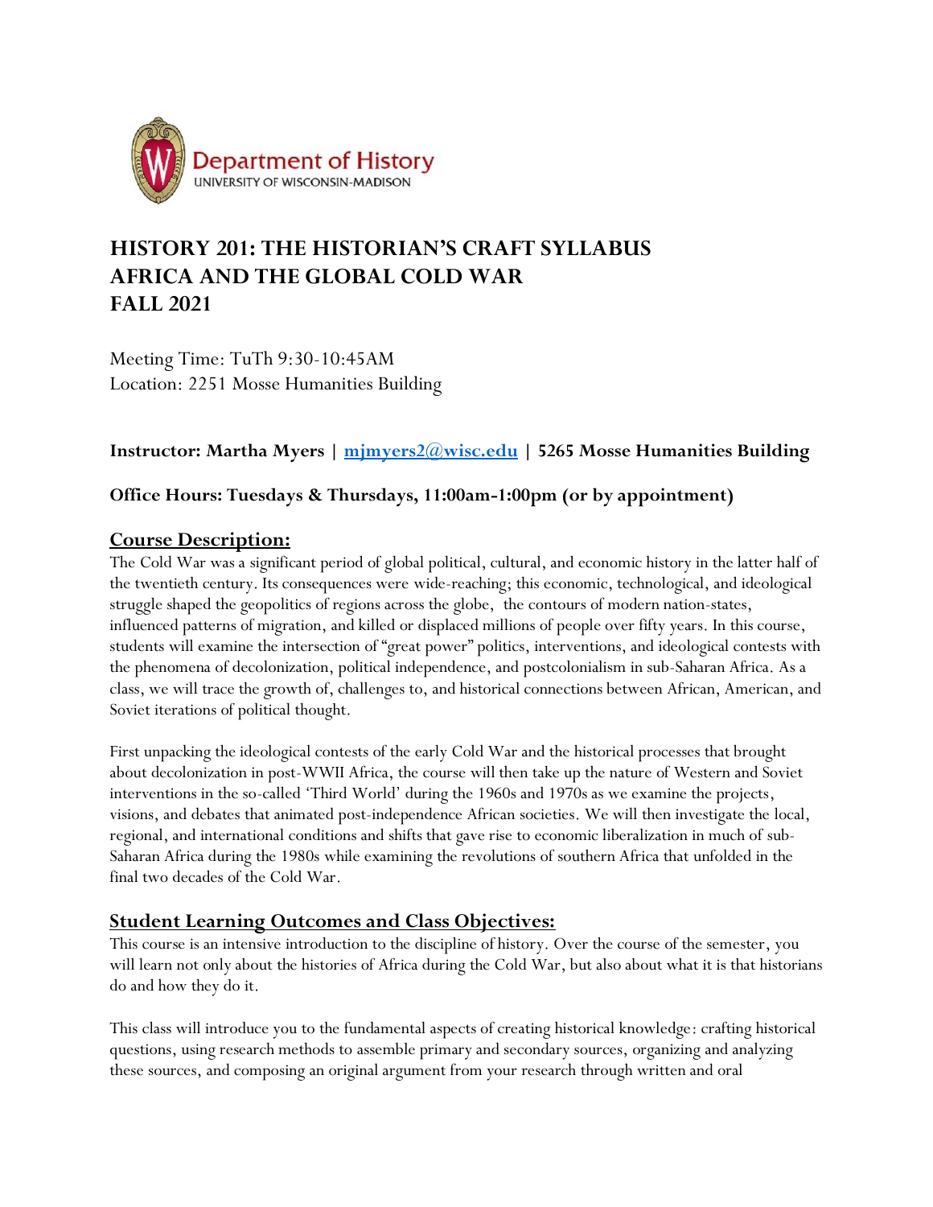Department of History
UNIVERSITY OF WISCONSIN-MADISON

# HISTORY 201: THE HISTORIAN'S CRAFT SYLLABUS
# AFRICA AND THE GLOBAL COLD WAR
# FALL 2021

Meeting Time: TuTh 9:30-10:45AM
Location: 2251 Mosse Humanities Building

**Instructor: Martha Myers | [mjmyers2@wisc.edu](mailto:mjmyers2@wisc.edu) | 5265 Mosse Humanities Building**

**Office Hours: Tuesdays & Thursdays, 11:00am-1:00pm (or by appointment)**

## Course Description:

The Cold War was a significant period of global political, cultural, and economic history in the latter half of the twentieth century. Its consequences were wide-reaching; this economic, technological, and ideological struggle shaped the geopolitics of regions across the globe, the contours of modern nation-states, influenced patterns of migration, and killed or displaced millions of people over fifty years. In this course, students will examine the intersection of "great power" politics, interventions, and ideological contests with the phenomena of decolonization, political independence, and postcolonialism in sub-Saharan Africa. As a class, we will trace the growth of, challenges to, and historical connections between African, American, and Soviet iterations of political thought.

First unpacking the ideological contests of the early Cold War and the historical processes that brought about decolonization in post-WWII Africa, the course will then take up the nature of Western and Soviet interventions in the so-called 'Third World' during the 1960s and 1970s as we examine the projects, visions, and debates that animated post-independence African societies. We will then investigate the local, regional, and international conditions and shifts that gave rise to economic liberalization in much of sub-Saharan Africa during the 1980s while examining the revolutions of southern Africa that unfolded in the final two decades of the Cold War.

## Student Learning Outcomes and Class Objectives:

This course is an intensive introduction to the discipline of history. Over the course of the semester, you will learn not only about the histories of Africa during the Cold War, but also about what it is that historians do and how they do it.

This class will introduce you to the fundamental aspects of creating historical knowledge: crafting historical questions, using research methods to assemble primary and secondary sources, organizing and analyzing these sources, and composing an original argument from your research through written and oral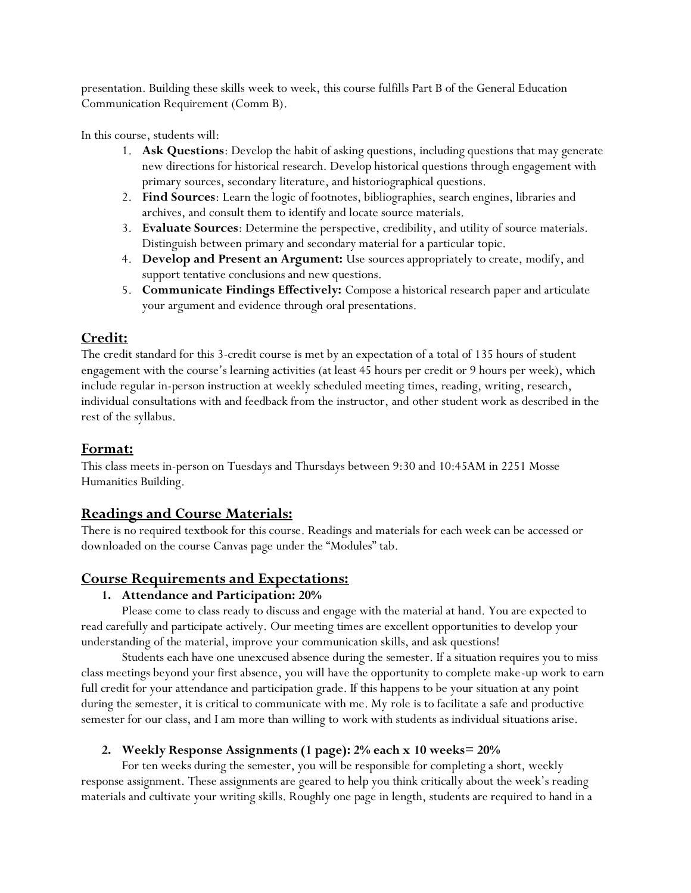presentation. Building these skills week to week, this course fulfills Part B of the General Education Communication Requirement (Comm B).

In this course, students will:

1. **Ask Questions**: Develop the habit of asking questions, including questions that may generate new directions for historical research. Develop historical questions through engagement with primary sources, secondary literature, and historiographical questions.
2. **Find Sources**: Learn the logic of footnotes, bibliographies, search engines, libraries and archives, and consult them to identify and locate source materials.
3. **Evaluate Sources**: Determine the perspective, credibility, and utility of source materials. Distinguish between primary and secondary material for a particular topic.
4. **Develop and Present an Argument:** Use sources appropriately to create, modify, and support tentative conclusions and new questions.
5. **Communicate Findings Effectively:** Compose a historical research paper and articulate your argument and evidence through oral presentations.

## Credit:

The credit standard for this 3-credit course is met by an expectation of a total of 135 hours of student engagement with the course's learning activities (at least 45 hours per credit or 9 hours per week), which include regular in-person instruction at weekly scheduled meeting times, reading, writing, research, individual consultations with and feedback from the instructor, and other student work as described in the rest of the syllabus.

## Format:

This class meets in-person on Tuesdays and Thursdays between 9:30 and 10:45AM in 2251 Mosse Humanities Building.

## Readings and Course Materials:

There is no required textbook for this course. Readings and materials for each week can be accessed or downloaded on the course Canvas page under the "Modules" tab.

## Course Requirements and Expectations:

### 1. Attendance and Participation: 20%

Please come to class ready to discuss and engage with the material at hand. You are expected to read carefully and participate actively. Our meeting times are excellent opportunities to develop your understanding of the material, improve your communication skills, and ask questions!

Students each have one unexcused absence during the semester. If a situation requires you to miss class meetings beyond your first absence, you will have the opportunity to complete make-up work to earn full credit for your attendance and participation grade. If this happens to be your situation at any point during the semester, it is critical to communicate with me. My role is to facilitate a safe and productive semester for our class, and I am more than willing to work with students as individual situations arise.

### 2. Weekly Response Assignments (1 page): 2% each x 10 weeks= 20%

For ten weeks during the semester, you will be responsible for completing a short, weekly response assignment. These assignments are geared to help you think critically about the week's reading materials and cultivate your writing skills. Roughly one page in length, students are required to hand in a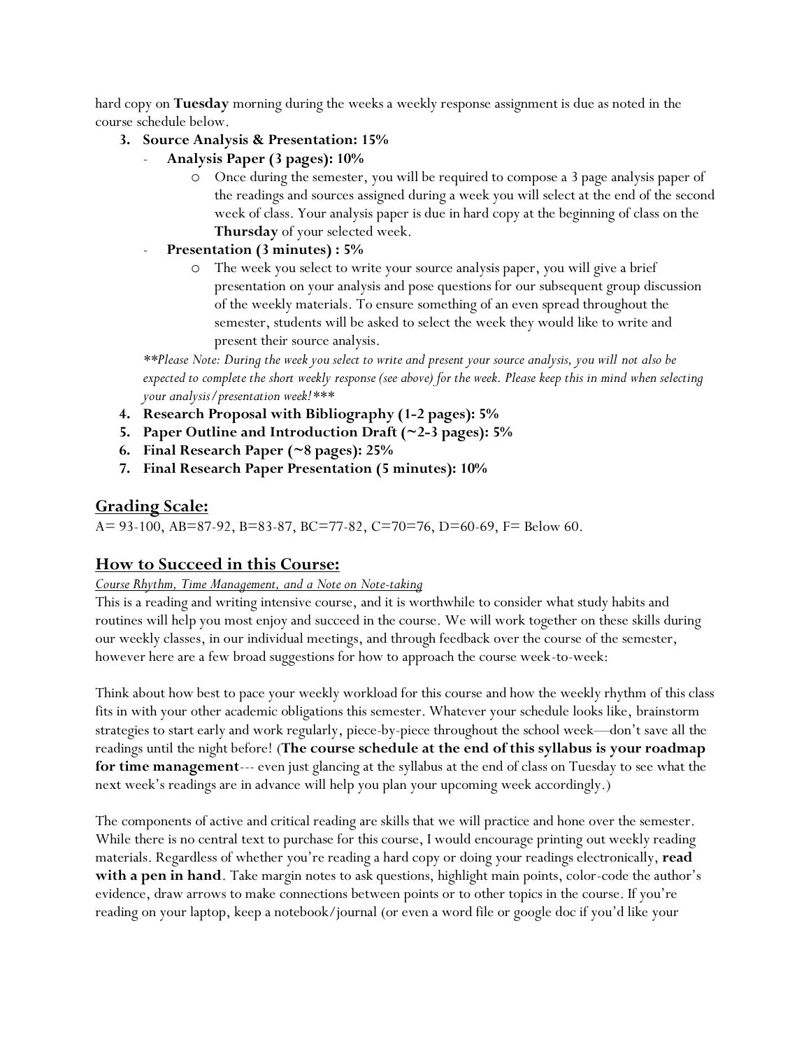hard copy on **Tuesday** morning during the weeks a weekly response assignment is due as noted in the course schedule below.

3. **Source Analysis & Presentation: 15%**
   - **Analysis Paper (3 pages): 10%**
     - Once during the semester, you will be required to compose a 3 page analysis paper of the readings and sources assigned during a week you will select at the end of the second week of class. Your analysis paper is due in hard copy at the beginning of class on the **Thursday** of your selected week.
   - **Presentation (3 minutes) : 5%**
     - The week you select to write your source analysis paper, you will give a brief presentation on your analysis and pose questions for our subsequent group discussion of the weekly materials. To ensure something of an even spread throughout the semester, students will be asked to select the week they would like to write and present their source analysis.

   ***Please Note: During the week you select to write and present your source analysis, you will not also be expected to complete the short weekly response (see above) for the week. Please keep this in mind when selecting your analysis/presentation week!****
4. **Research Proposal with Bibliography (1-2 pages): 5%**
5. **Paper Outline and Introduction Draft (~2-3 pages): 5%**
6. **Final Research Paper (~8 pages): 25%**
7. **Final Research Paper Presentation (5 minutes): 10%**

## Grading Scale:

A= 93-100, AB=87-92, B=83-87, BC=77-82, C=70=76, D=60-69, F= Below 60.

## How to Succeed in this Course:

*Course Rhythm, Time Management, and a Note on Note-taking*

This is a reading and writing intensive course, and it is worthwhile to consider what study habits and routines will help you most enjoy and succeed in the course. We will work together on these skills during our weekly classes, in our individual meetings, and through feedback over the course of the semester, however here are a few broad suggestions for how to approach the course week-to-week:

Think about how best to pace your weekly workload for this course and how the weekly rhythm of this class fits in with your other academic obligations this semester. Whatever your schedule looks like, brainstorm strategies to start early and work regularly, piece-by-piece throughout the school week—don't save all the readings until the night before! (**The course schedule at the end of this syllabus is your roadmap for time management**--- even just glancing at the syllabus at the end of class on Tuesday to see what the next week's readings are in advance will help you plan your upcoming week accordingly.)

The components of active and critical reading are skills that we will practice and hone over the semester. While there is no central text to purchase for this course, I would encourage printing out weekly reading materials. Regardless of whether you're reading a hard copy or doing your readings electronically, **read with a pen in hand**. Take margin notes to ask questions, highlight main points, color-code the author's evidence, draw arrows to make connections between points or to other topics in the course. If you're reading on your laptop, keep a notebook/journal (or even a word file or google doc if you'd like your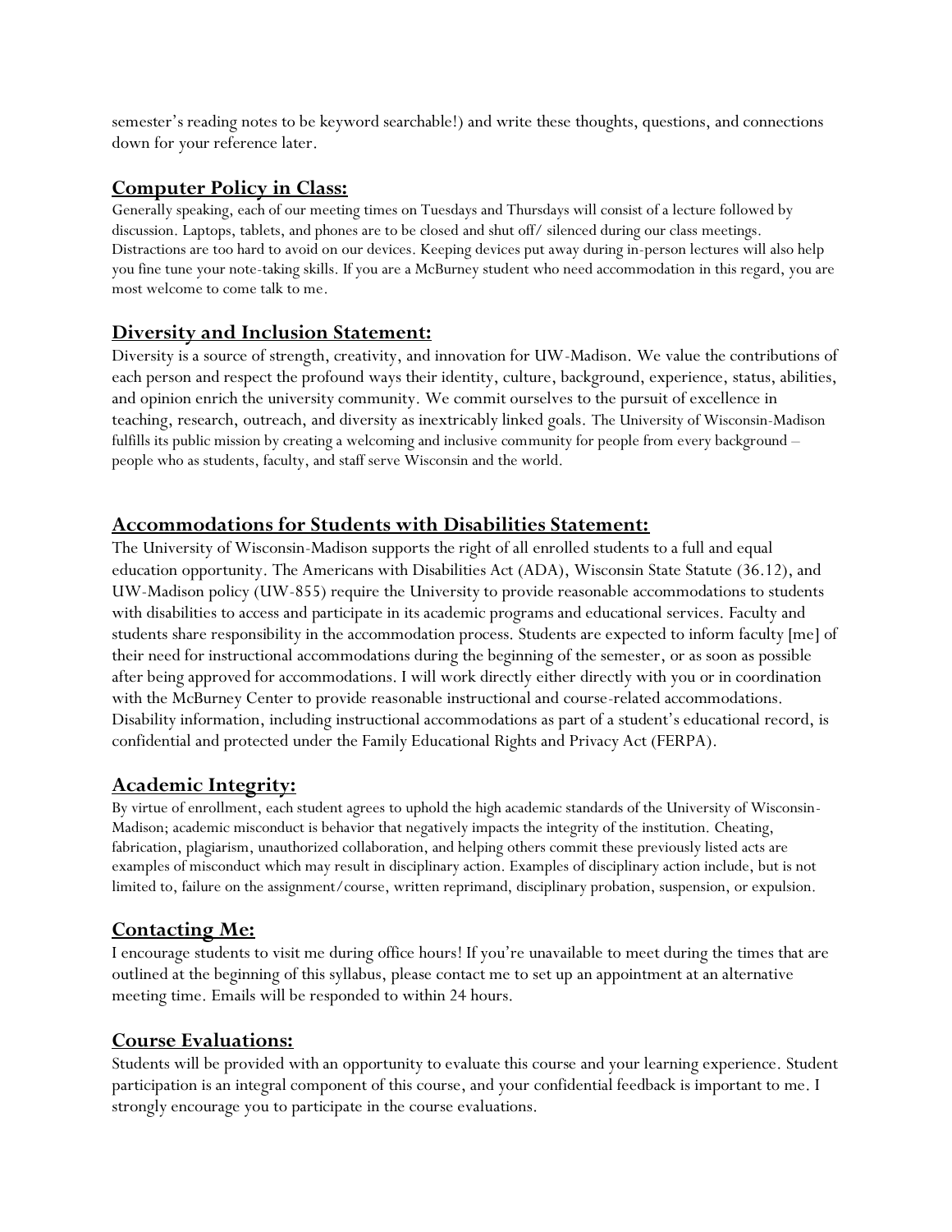semester's reading notes to be keyword searchable!) and write these thoughts, questions, and connections down for your reference later.

## Computer Policy in Class:

Generally speaking, each of our meeting times on Tuesdays and Thursdays will consist of a lecture followed by discussion. Laptops, tablets, and phones are to be closed and shut off/ silenced during our class meetings. Distractions are too hard to avoid on our devices. Keeping devices put away during in-person lectures will also help you fine tune your note-taking skills. If you are a McBurney student who need accommodation in this regard, you are most welcome to come talk to me.

## Diversity and Inclusion Statement:

Diversity is a source of strength, creativity, and innovation for UW-Madison. We value the contributions of each person and respect the profound ways their identity, culture, background, experience, status, abilities, and opinion enrich the university community. We commit ourselves to the pursuit of excellence in teaching, research, outreach, and diversity as inextricably linked goals. The University of Wisconsin-Madison fulfills its public mission by creating a welcoming and inclusive community for people from every background – people who as students, faculty, and staff serve Wisconsin and the world.

## Accommodations for Students with Disabilities Statement:

The University of Wisconsin-Madison supports the right of all enrolled students to a full and equal education opportunity. The Americans with Disabilities Act (ADA), Wisconsin State Statute (36.12), and UW-Madison policy (UW-855) require the University to provide reasonable accommodations to students with disabilities to access and participate in its academic programs and educational services. Faculty and students share responsibility in the accommodation process. Students are expected to inform faculty [me] of their need for instructional accommodations during the beginning of the semester, or as soon as possible after being approved for accommodations. I will work directly either directly with you or in coordination with the McBurney Center to provide reasonable instructional and course-related accommodations. Disability information, including instructional accommodations as part of a student's educational record, is confidential and protected under the Family Educational Rights and Privacy Act (FERPA).

## Academic Integrity:

By virtue of enrollment, each student agrees to uphold the high academic standards of the University of Wisconsin-Madison; academic misconduct is behavior that negatively impacts the integrity of the institution. Cheating, fabrication, plagiarism, unauthorized collaboration, and helping others commit these previously listed acts are examples of misconduct which may result in disciplinary action. Examples of disciplinary action include, but is not limited to, failure on the assignment/course, written reprimand, disciplinary probation, suspension, or expulsion.

## Contacting Me:

I encourage students to visit me during office hours! If you're unavailable to meet during the times that are outlined at the beginning of this syllabus, please contact me to set up an appointment at an alternative meeting time. Emails will be responded to within 24 hours.

## Course Evaluations:

Students will be provided with an opportunity to evaluate this course and your learning experience. Student participation is an integral component of this course, and your confidential feedback is important to me. I strongly encourage you to participate in the course evaluations.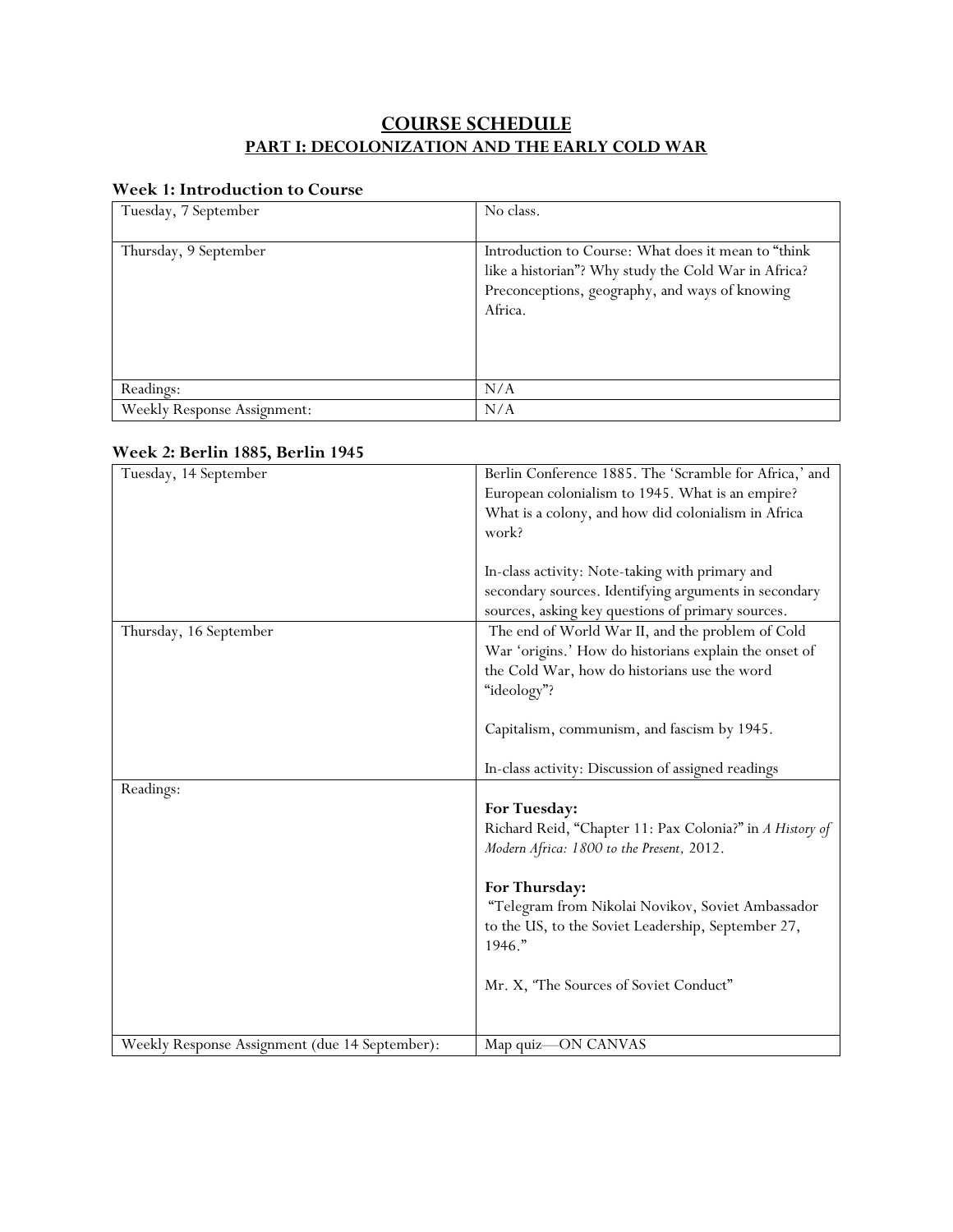# COURSE SCHEDULE

## PART I: DECOLONIZATION AND THE EARLY COLD WAR

### Week 1: Introduction to Course

| Tuesday, 7 September | No class. |
|---|---|
| Thursday, 9 September | Introduction to Course: What does it mean to "think like a historian"? Why study the Cold War in Africa? Preconceptions, geography, and ways of knowing Africa. |
| Readings: | N/A |
| Weekly Response Assignment: | N/A |

### Week 2: Berlin 1885, Berlin 1945

| Tuesday, 14 September | Berlin Conference 1885. The 'Scramble for Africa,' and European colonialism to 1945. What is an empire? What is a colony, and how did colonialism in Africa work?<br><br>In-class activity: Note-taking with primary and secondary sources. Identifying arguments in secondary sources, asking key questions of primary sources. |
|---|---|
| Thursday, 16 September | The end of World War II, and the problem of Cold War 'origins.' How do historians explain the onset of the Cold War, how do historians use the word "ideology"?<br><br>Capitalism, communism, and fascism by 1945.<br><br>In-class activity: Discussion of assigned readings |
| Readings: | **For Tuesday:**<br>Richard Reid, "Chapter 11: Pax Colonia?" in *A History of Modern Africa: 1800 to the Present,* 2012.<br><br>**For Thursday:**<br>"Telegram from Nikolai Novikov, Soviet Ambassador to the US, to the Soviet Leadership, September 27, 1946."<br><br>Mr. X, 'The Sources of Soviet Conduct" |
| Weekly Response Assignment (due 14 September): | Map quiz—ON CANVAS |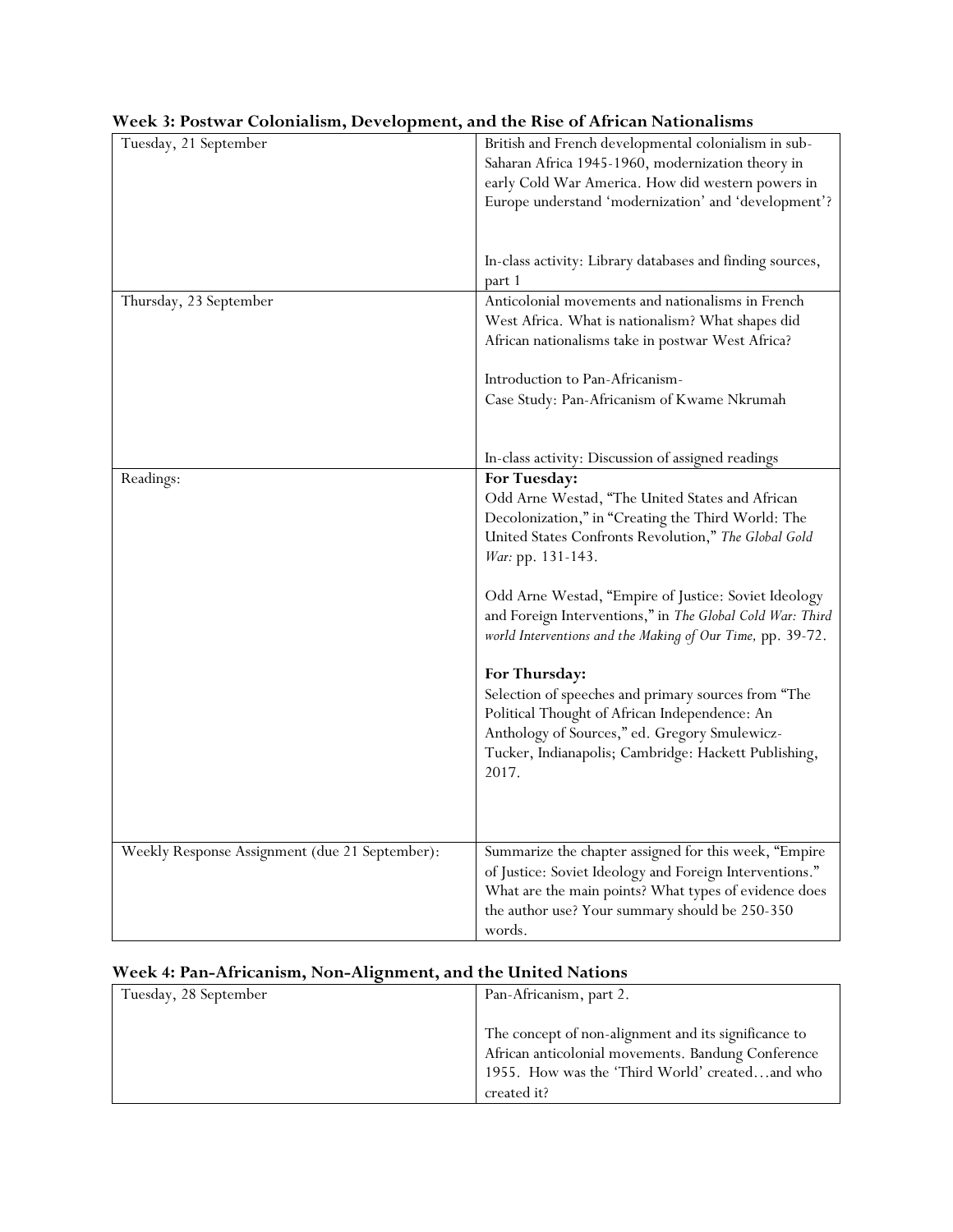**Week 3: Postwar Colonialism, Development, and the Rise of African Nationalisms**

| | |
|---|---|
| Tuesday, 21 September | British and French developmental colonialism in sub-Saharan Africa 1945-1960, modernization theory in early Cold War America. How did western powers in Europe understand 'modernization' and 'development'?<br><br>In-class activity: Library databases and finding sources, part 1 |
| Thursday, 23 September | Anticolonial movements and nationalisms in French West Africa. What is nationalism? What shapes did African nationalisms take in postwar West Africa?<br><br>Introduction to Pan-Africanism-<br>Case Study: Pan-Africanism of Kwame Nkrumah<br><br>In-class activity: Discussion of assigned readings |
| Readings: | **For Tuesday:**<br>Odd Arne Westad, "The United States and African Decolonization," in "Creating the Third World: The United States Confronts Revolution," *The Global Gold War:* pp. 131-143.<br><br>Odd Arne Westad, "Empire of Justice: Soviet Ideology and Foreign Interventions," in *The Global Cold War: Third world Interventions and the Making of Our Time,* pp. 39-72.<br><br>**For Thursday:**<br>Selection of speeches and primary sources from "The Political Thought of African Independence: An Anthology of Sources," ed. Gregory Smulewicz-Tucker, Indianapolis; Cambridge: Hackett Publishing, 2017. |
| Weekly Response Assignment (due 21 September): | Summarize the chapter assigned for this week, "Empire of Justice: Soviet Ideology and Foreign Interventions." What are the main points? What types of evidence does the author use? Your summary should be 250-350 words. |

**Week 4: Pan-Africanism, Non-Alignment, and the United Nations**

| | |
|---|---|
| Tuesday, 28 September | Pan-Africanism, part 2.<br><br>The concept of non-alignment and its significance to African anticolonial movements. Bandung Conference 1955. How was the 'Third World' created…and who created it? |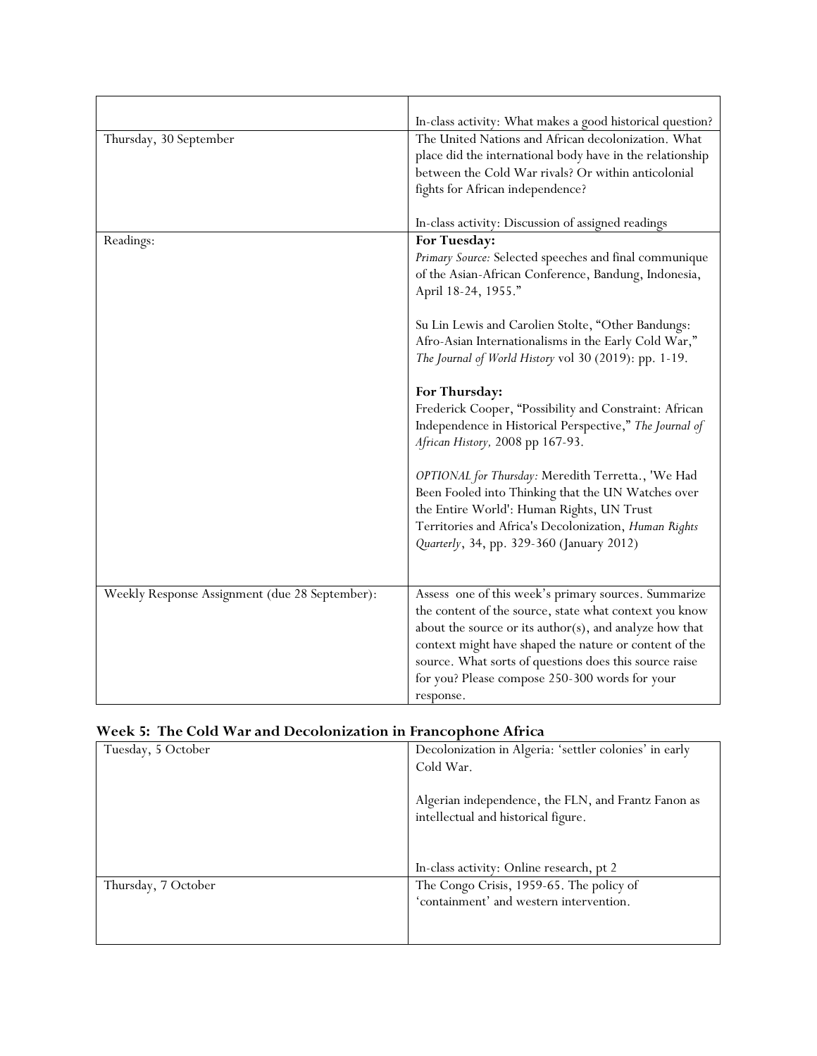|  |  |
|---|---|
|  | In-class activity: What makes a good historical question? |
| Thursday, 30 September | The United Nations and African decolonization. What place did the international body have in the relationship between the Cold War rivals? Or within anticolonial fights for African independence?<br><br>In-class activity: Discussion of assigned readings |
| Readings: | **For Tuesday:**<br>*Primary Source:* Selected speeches and final communique of the Asian-African Conference, Bandung, Indonesia, April 18-24, 1955."<br><br>Su Lin Lewis and Carolien Stolte, "Other Bandungs: Afro-Asian Internationalisms in the Early Cold War," *The Journal of World History* vol 30 (2019): pp. 1-19.<br><br>**For Thursday:**<br>Frederick Cooper, "Possibility and Constraint: African Independence in Historical Perspective," *The Journal of African History,* 2008 pp 167-93.<br><br>*OPTIONAL for Thursday:* Meredith Terretta., 'We Had Been Fooled into Thinking that the UN Watches over the Entire World': Human Rights, UN Trust Territories and Africa's Decolonization, *Human Rights Quarterly*, 34, pp. 329-360 (January 2012) |
| Weekly Response Assignment (due 28 September): | Assess one of this week's primary sources. Summarize the content of the source, state what context you know about the source or its author(s), and analyze how that context might have shaped the nature or content of the source. What sorts of questions does this source raise for you? Please compose 250-300 words for your response. |

## Week 5: The Cold War and Decolonization in Francophone Africa

|  |  |
|---|---|
| Tuesday, 5 October | Decolonization in Algeria: 'settler colonies' in early Cold War.<br><br>Algerian independence, the FLN, and Frantz Fanon as intellectual and historical figure.<br><br>In-class activity: Online research, pt 2 |
| Thursday, 7 October | The Congo Crisis, 1959-65. The policy of 'containment' and western intervention. |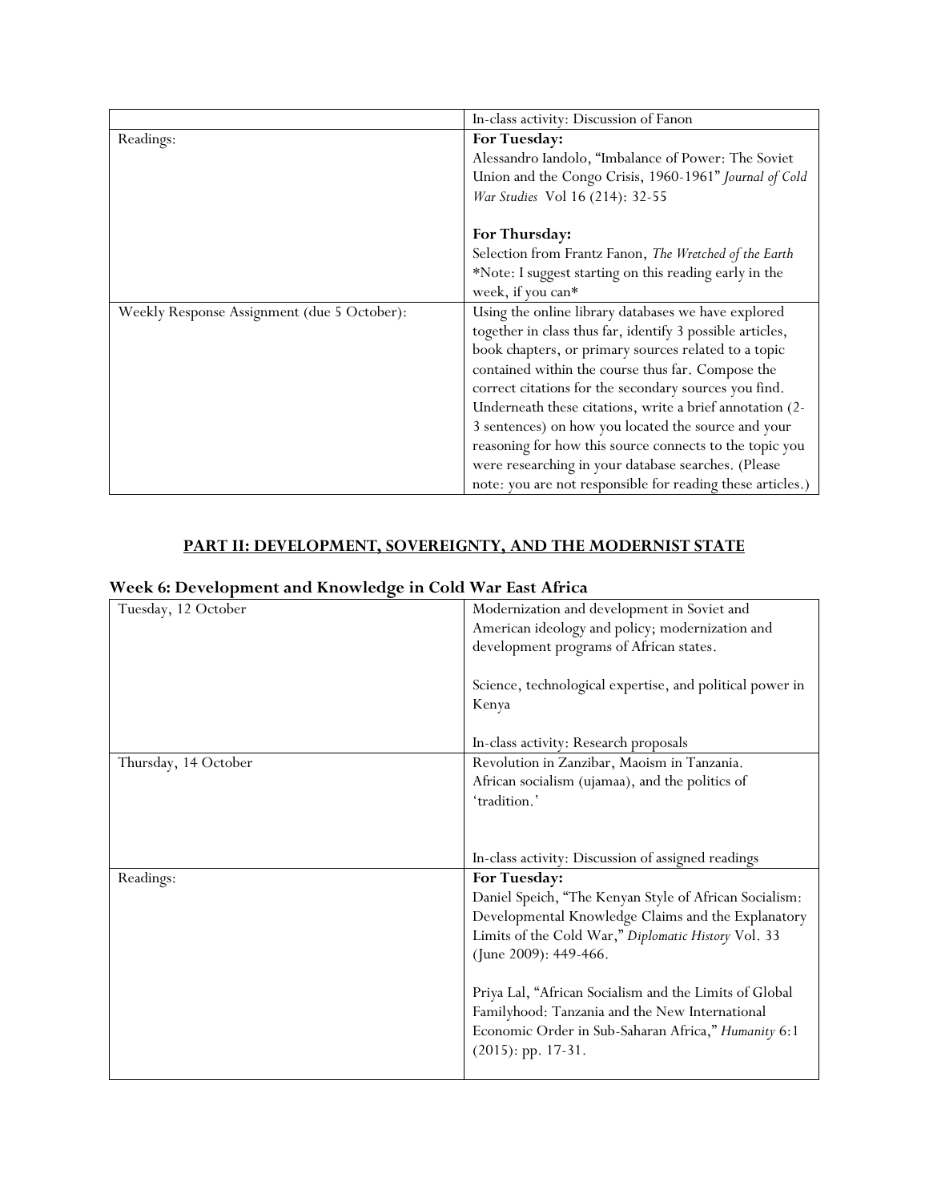| | In-class activity: Discussion of Fanon |
| --- | --- |
| Readings: | **For Tuesday:**<br>Alessandro Iandolo, "Imbalance of Power: The Soviet Union and the Congo Crisis, 1960-1961" *Journal of Cold War Studies* Vol 16 (214): 32-55<br><br>**For Thursday:**<br>Selection from Frantz Fanon, *The Wretched of the Earth*<br>*Note: I suggest starting on this reading early in the week, if you can* |
| Weekly Response Assignment (due 5 October): | Using the online library databases we have explored together in class thus far, identify 3 possible articles, book chapters, or primary sources related to a topic contained within the course thus far. Compose the correct citations for the secondary sources you find. Underneath these citations, write a brief annotation (2-3 sentences) on how you located the source and your reasoning for how this source connects to the topic you were researching in your database searches. (Please note: you are not responsible for reading these articles.) |

## PART II: DEVELOPMENT, SOVEREIGNTY, AND THE MODERNIST STATE

### Week 6: Development and Knowledge in Cold War East Africa

| | |
| --- | --- |
| Tuesday, 12 October | Modernization and development in Soviet and American ideology and policy; modernization and development programs of African states.<br><br>Science, technological expertise, and political power in Kenya<br><br>In-class activity: Research proposals |
| Thursday, 14 October | Revolution in Zanzibar, Maoism in Tanzania.<br>African socialism (ujamaa), and the politics of 'tradition.'<br><br>In-class activity: Discussion of assigned readings |
| Readings: | **For Tuesday:**<br>Daniel Speich, "The Kenyan Style of African Socialism: Developmental Knowledge Claims and the Explanatory Limits of the Cold War," *Diplomatic History* Vol. 33 (June 2009): 449-466.<br><br>Priya Lal, "African Socialism and the Limits of Global Familyhood: Tanzania and the New International Economic Order in Sub-Saharan Africa," *Humanity* 6:1 (2015): pp. 17-31. |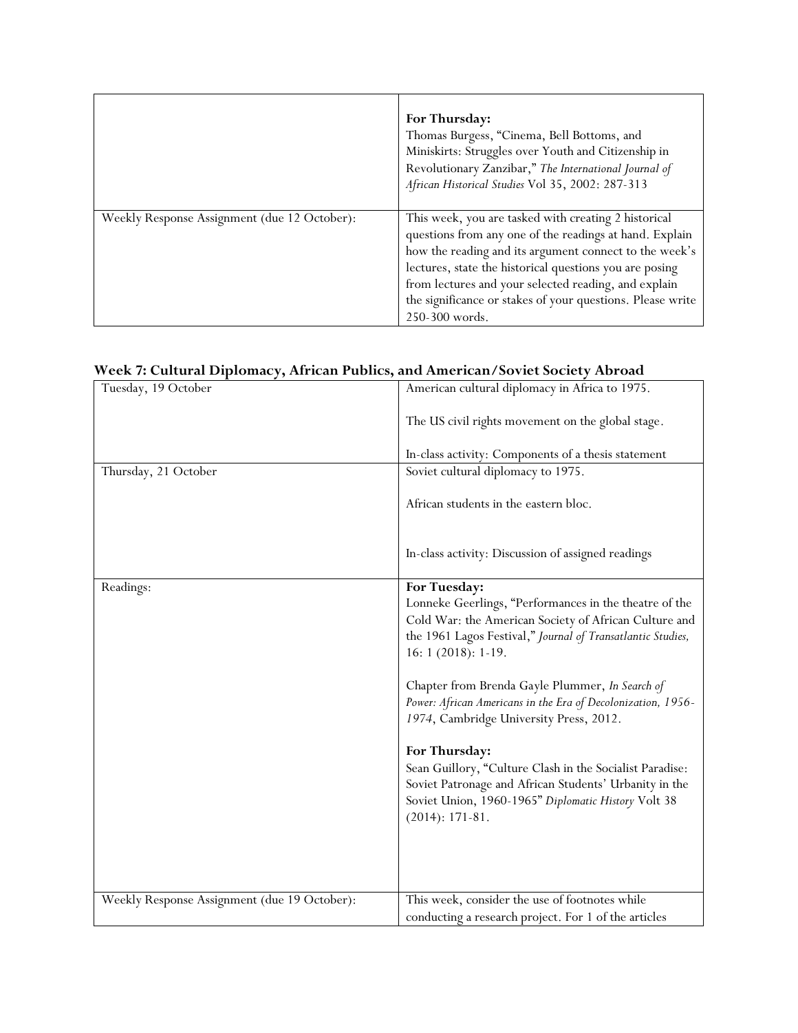| | |
|---|---|
| | **For Thursday:**<br>Thomas Burgess, "Cinema, Bell Bottoms, and Miniskirts: Struggles over Youth and Citizenship in Revolutionary Zanzibar," *The International Journal of African Historical Studies* Vol 35, 2002: 287-313 |
| Weekly Response Assignment (due 12 October): | This week, you are tasked with creating 2 historical questions from any one of the readings at hand. Explain how the reading and its argument connect to the week's lectures, state the historical questions you are posing from lectures and your selected reading, and explain the significance or stakes of your questions. Please write 250-300 words. |

### Week 7: Cultural Diplomacy, African Publics, and American/Soviet Society Abroad

| | |
|---|---|
| Tuesday, 19 October | American cultural diplomacy in Africa to 1975.<br><br>The US civil rights movement on the global stage.<br><br>In-class activity: Components of a thesis statement |
| Thursday, 21 October | Soviet cultural diplomacy to 1975.<br><br>African students in the eastern bloc.<br><br>In-class activity: Discussion of assigned readings |
| Readings: | **For Tuesday:**<br>Lonneke Geerlings, "Performances in the theatre of the Cold War: the American Society of African Culture and the 1961 Lagos Festival," *Journal of Transatlantic Studies,* 16: 1 (2018): 1-19.<br><br>Chapter from Brenda Gayle Plummer, *In Search of Power: African Americans in the Era of Decolonization, 1956-1974*, Cambridge University Press, 2012.<br><br>**For Thursday:**<br>Sean Guillory, "Culture Clash in the Socialist Paradise: Soviet Patronage and African Students' Urbanity in the Soviet Union, 1960-1965" *Diplomatic History* Volt 38 (2014): 171-81. |
| Weekly Response Assignment (due 19 October): | This week, consider the use of footnotes while conducting a research project. For 1 of the articles |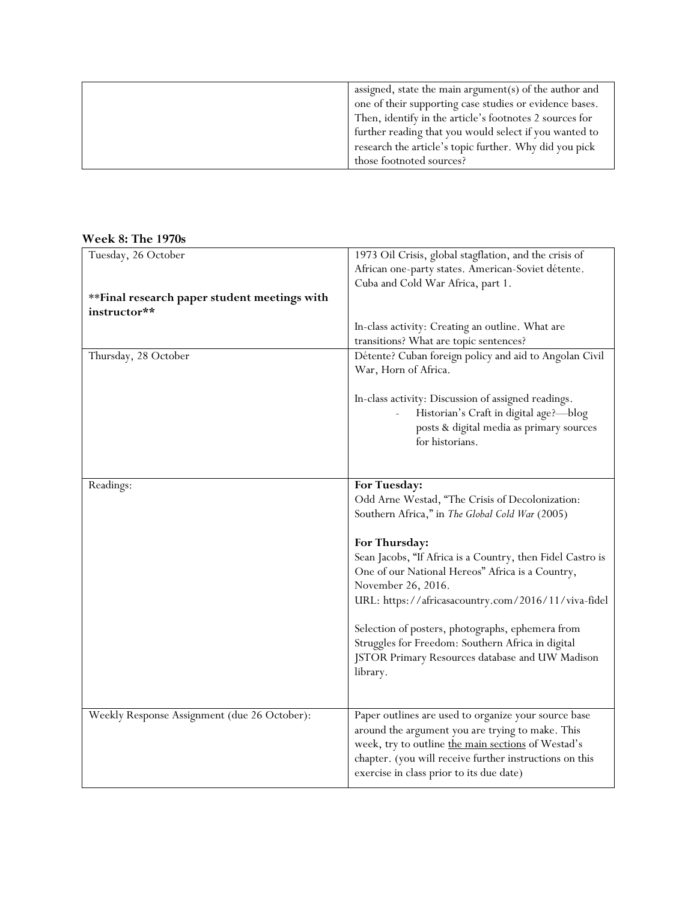| | |
|---|---|
| | assigned, state the main argument(s) of the author and one of their supporting case studies or evidence bases. Then, identify in the article's footnotes 2 sources for further reading that you would select if you wanted to research the article's topic further. Why did you pick those footnoted sources? |

**Week 8: The 1970s**

| | |
|---|---|
| Tuesday, 26 October<br><br>****Final research paper student meetings with instructor**** | 1973 Oil Crisis, global stagflation, and the crisis of African one-party states. American-Soviet détente. Cuba and Cold War Africa, part 1.<br><br>In-class activity: Creating an outline. What are transitions? What are topic sentences? |
| Thursday, 28 October | Détente? Cuban foreign policy and aid to Angolan Civil War, Horn of Africa.<br><br>In-class activity: Discussion of assigned readings.<br>- Historian's Craft in digital age?—blog posts & digital media as primary sources for historians. |
| Readings: | **For Tuesday:**<br>Odd Arne Westad, "The Crisis of Decolonization: Southern Africa," in *The Global Cold War* (2005)<br><br>**For Thursday:**<br>Sean Jacobs, "If Africa is a Country, then Fidel Castro is One of our National Hereos" Africa is a Country, November 26, 2016.<br>URL: https://africasacountry.com/2016/11/viva-fidel<br><br>Selection of posters, photographs, ephemera from Struggles for Freedom: Southern Africa in digital JSTOR Primary Resources database and UW Madison library. |
| Weekly Response Assignment (due 26 October): | Paper outlines are used to organize your source base around the argument you are trying to make. This week, try to outline <u>the main sections</u> of Westad's chapter. (you will receive further instructions on this exercise in class prior to its due date) |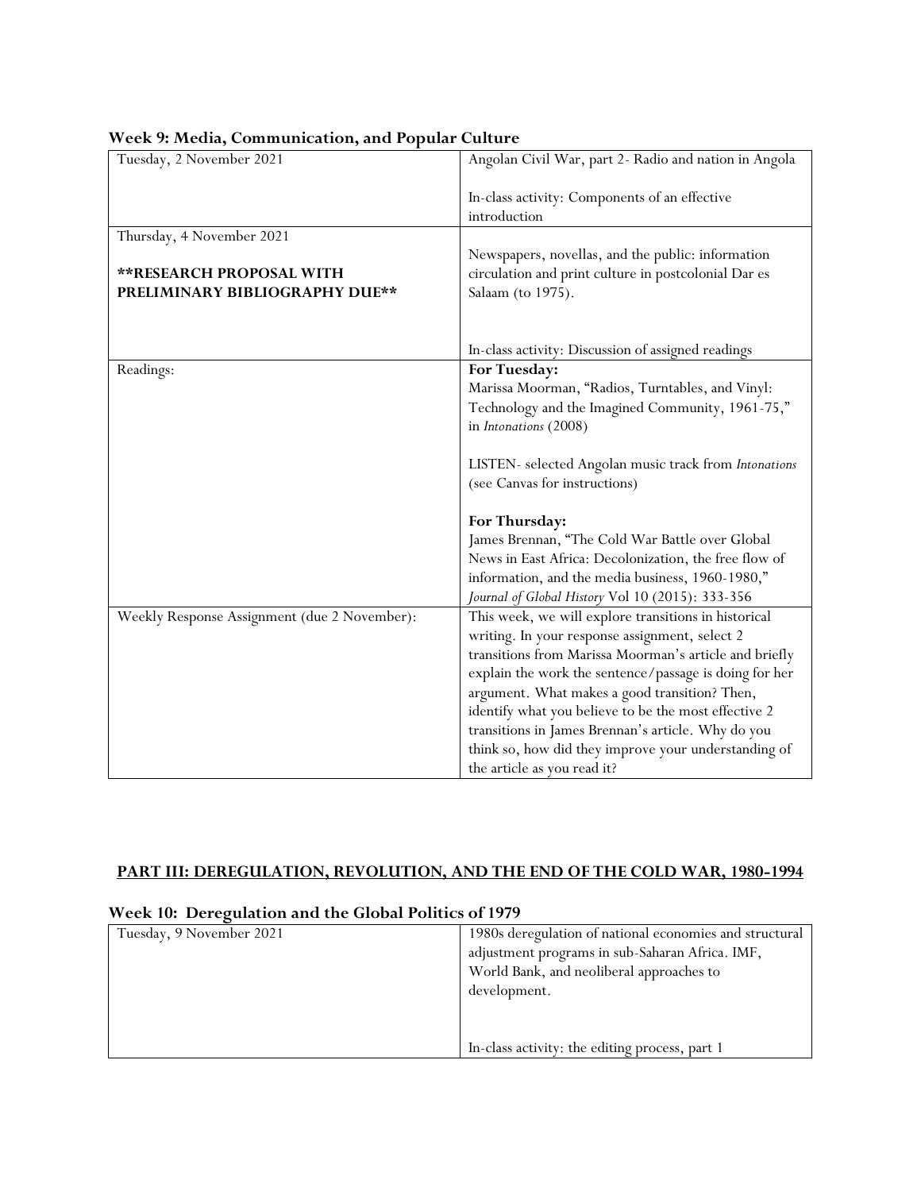### Week 9: Media, Communication, and Popular Culture

| | |
|---|---|
| Tuesday, 2 November 2021 | Angolan Civil War, part 2- Radio and nation in Angola<br><br>In-class activity: Components of an effective introduction |
| Thursday, 4 November 2021<br><br>**\*\*RESEARCH PROPOSAL WITH PRELIMINARY BIBLIOGRAPHY DUE\*\*** | Newspapers, novellas, and the public: information circulation and print culture in postcolonial Dar es Salaam (to 1975).<br><br>In-class activity: Discussion of assigned readings |
| Readings: | **For Tuesday:**<br>Marissa Moorman, "Radios, Turntables, and Vinyl: Technology and the Imagined Community, 1961-75," in *Intonations* (2008)<br><br>LISTEN- selected Angolan music track from *Intonations* (see Canvas for instructions)<br><br>**For Thursday:**<br>James Brennan, "The Cold War Battle over Global News in East Africa: Decolonization, the free flow of information, and the media business, 1960-1980," *Journal of Global History* Vol 10 (2015): 333-356 |
| Weekly Response Assignment (due 2 November): | This week, we will explore transitions in historical writing. In your response assignment, select 2 transitions from Marissa Moorman's article and briefly explain the work the sentence/passage is doing for her argument. What makes a good transition? Then, identify what you believe to be the most effective 2 transitions in James Brennan's article. Why do you think so, how did they improve your understanding of the article as you read it? |

## PART III: DEREGULATION, REVOLUTION, AND THE END OF THE COLD WAR, 1980-1994

### Week 10: Deregulation and the Global Politics of 1979

| | |
|---|---|
| Tuesday, 9 November 2021 | 1980s deregulation of national economies and structural adjustment programs in sub-Saharan Africa. IMF, World Bank, and neoliberal approaches to development.<br><br>In-class activity: the editing process, part 1 |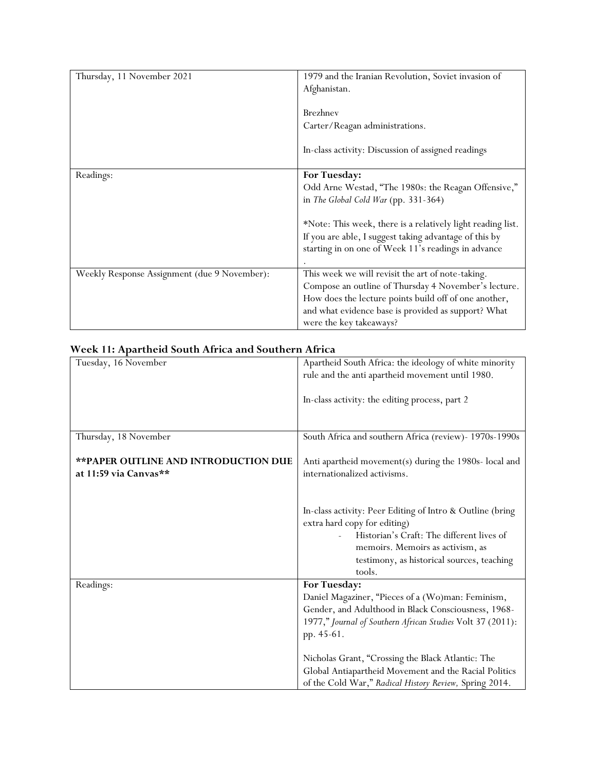| | |
|---|---|
| Thursday, 11 November 2021 | 1979 and the Iranian Revolution, Soviet invasion of Afghanistan.<br><br>Brezhnev<br>Carter/Reagan administrations.<br><br>In-class activity: Discussion of assigned readings |
| Readings: | **For Tuesday:**<br>Odd Arne Westad, "The 1980s: the Reagan Offensive," in *The Global Cold War* (pp. 331-364)<br><br>*Note: This week, there is a relatively light reading list. If you are able, I suggest taking advantage of this by starting in on one of Week 11's readings in advance<br>. |
| Weekly Response Assignment (due 9 November): | This week we will revisit the art of note-taking. Compose an outline of Thursday 4 November's lecture. How does the lecture points build off of one another, and what evidence base is provided as support? What were the key takeaways? |

### Week 11: Apartheid South Africa and Southern Africa

| | |
|---|---|
| Tuesday, 16 November | Apartheid South Africa: the ideology of white minority rule and the anti apartheid movement until 1980.<br><br>In-class activity: the editing process, part 2 |
| Thursday, 18 November<br><br>**PAPER OUTLINE AND INTRODUCTION DUE at 11:59 via Canvas** | South Africa and southern Africa (review)- 1970s-1990s<br><br>Anti apartheid movement(s) during the 1980s- local and internationalized activisms.<br><br>In-class activity: Peer Editing of Intro & Outline (bring extra hard copy for editing)<br>- Historian's Craft: The different lives of memoirs. Memoirs as activism, as testimony, as historical sources, teaching tools. |
| Readings: | **For Tuesday:**<br>Daniel Magaziner, "Pieces of a (Wo)man: Feminism, Gender, and Adulthood in Black Consciousness, 1968-1977," *Journal of Southern African Studies* Volt 37 (2011): pp. 45-61.<br><br>Nicholas Grant, "Crossing the Black Atlantic: The Global Antiapartheid Movement and the Racial Politics of the Cold War," *Radical History Review,* Spring 2014. |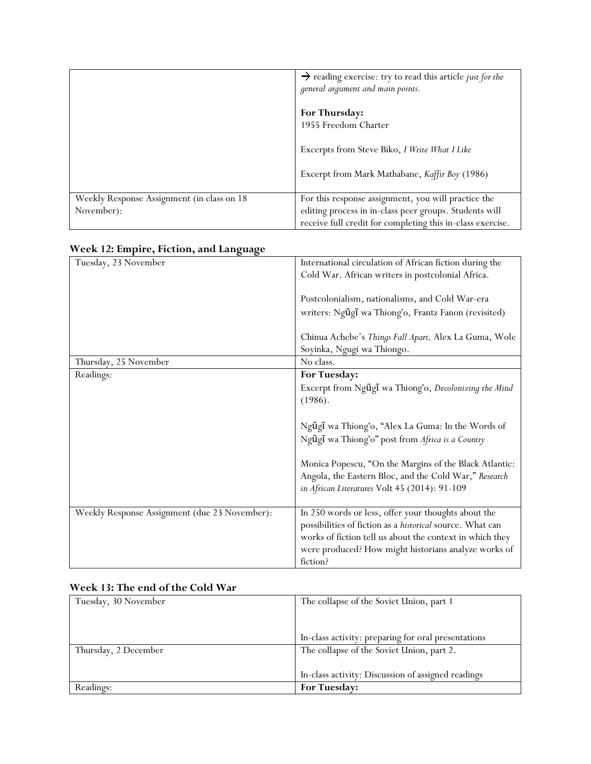| | |
|---|---|
| | → reading exercise: try to read this article *just for the general argument and main points.*<br><br>**For Thursday:**<br>1955 Freedom Charter<br><br>Excerpts from Steve Biko, *I Write What I Like*<br><br>Excerpt from Mark Mathabane, *Kaffir Boy* (1986) |
| Weekly Response Assignment (in class on 18 November): | For this response assignment, you will practice the editing process in in-class peer groups. Students will receive full credit for completing this in-class exercise. |

### Week 12: Empire, Fiction, and Language

| | |
|---|---|
| Tuesday, 23 November | International circulation of African fiction during the Cold War. African writers in postcolonial Africa.<br><br>Postcolonialism, nationalisms, and Cold War-era writers: Ngũgĩ wa Thiong'o, Frantz Fanon (revisited)<br><br>Chinua Achebe's *Things Fall Apart,* Alex La Guma, Wole Soyinka, Ngugi wa Thiongo. |
| Thursday, 25 November | No class. |
| Readings: | **For Tuesday:**<br>Excerpt from Ngũgĩ wa Thiong'o, *Decolonizing the Mind* (1986).<br><br>Ngũgĩ wa Thiong'o, "Alex La Guma: In the Words of Ngũgĩ wa Thiong'o" post from *Africa is a Country*<br><br>Monica Popescu, "On the Margins of the Black Atlantic: Angola, the Eastern Bloc, and the Cold War," *Research in African Literatures* Volt 45 (2014): 91-109 |
| Weekly Response Assignment (due 23 November): | In 250 words or less, offer your thoughts about the possibilities of fiction as a *historical* source. What can works of fiction tell us about the context in which they were produced? How might historians analyze works of fiction? |

### Week 13: The end of the Cold War

| | |
|---|---|
| Tuesday, 30 November | The collapse of the Soviet Union, part 1<br><br>In-class activity: preparing for oral presentations |
| Thursday, 2 December | The collapse of the Soviet Union, part 2.<br><br>In-class activity: Discussion of assigned readings |
| Readings: | **For Tuesday:** |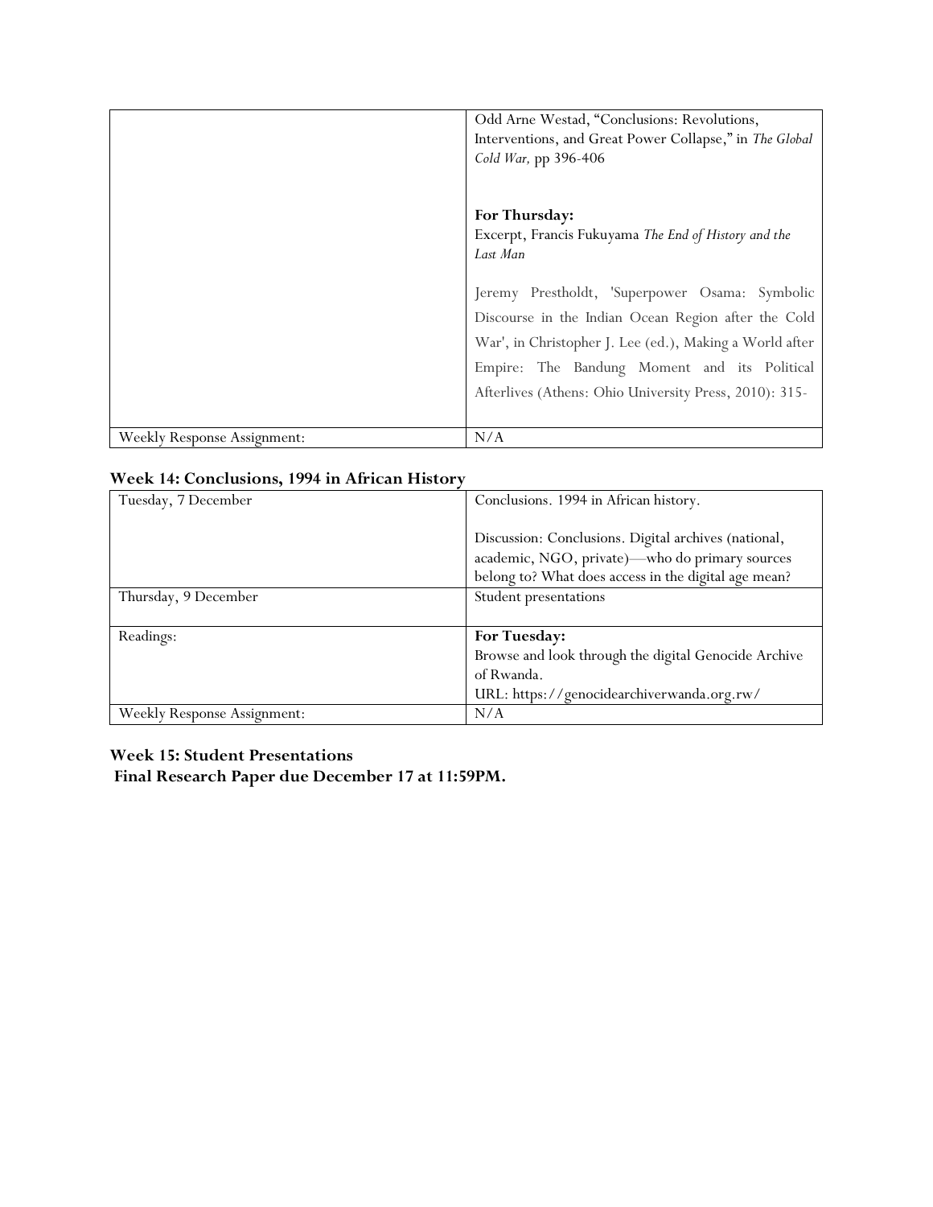| | |
|---|---|
| | Odd Arne Westad, "Conclusions: Revolutions, Interventions, and Great Power Collapse," in *The Global Cold War,* pp 396-406<br><br>**For Thursday:**<br>Excerpt, Francis Fukuyama *The End of History and the Last Man*<br><br>Jeremy Prestholdt, 'Superpower Osama: Symbolic Discourse in the Indian Ocean Region after the Cold War', in Christopher J. Lee (ed.), Making a World after Empire: The Bandung Moment and its Political Afterlives (Athens: Ohio University Press, 2010): 315- |
| Weekly Response Assignment: | N/A |

**Week 14: Conclusions, 1994 in African History**

| | |
|---|---|
| Tuesday, 7 December | Conclusions. 1994 in African history.<br><br>Discussion: Conclusions. Digital archives (national, academic, NGO, private)—who do primary sources belong to? What does access in the digital age mean? |
| Thursday, 9 December | Student presentations |
| Readings: | **For Tuesday:**<br>Browse and look through the digital Genocide Archive of Rwanda.<br>URL: https://genocidearchiverwanda.org.rw/ |
| Weekly Response Assignment: | N/A |

**Week 15: Student Presentations**
**Final Research Paper due December 17 at 11:59PM.**